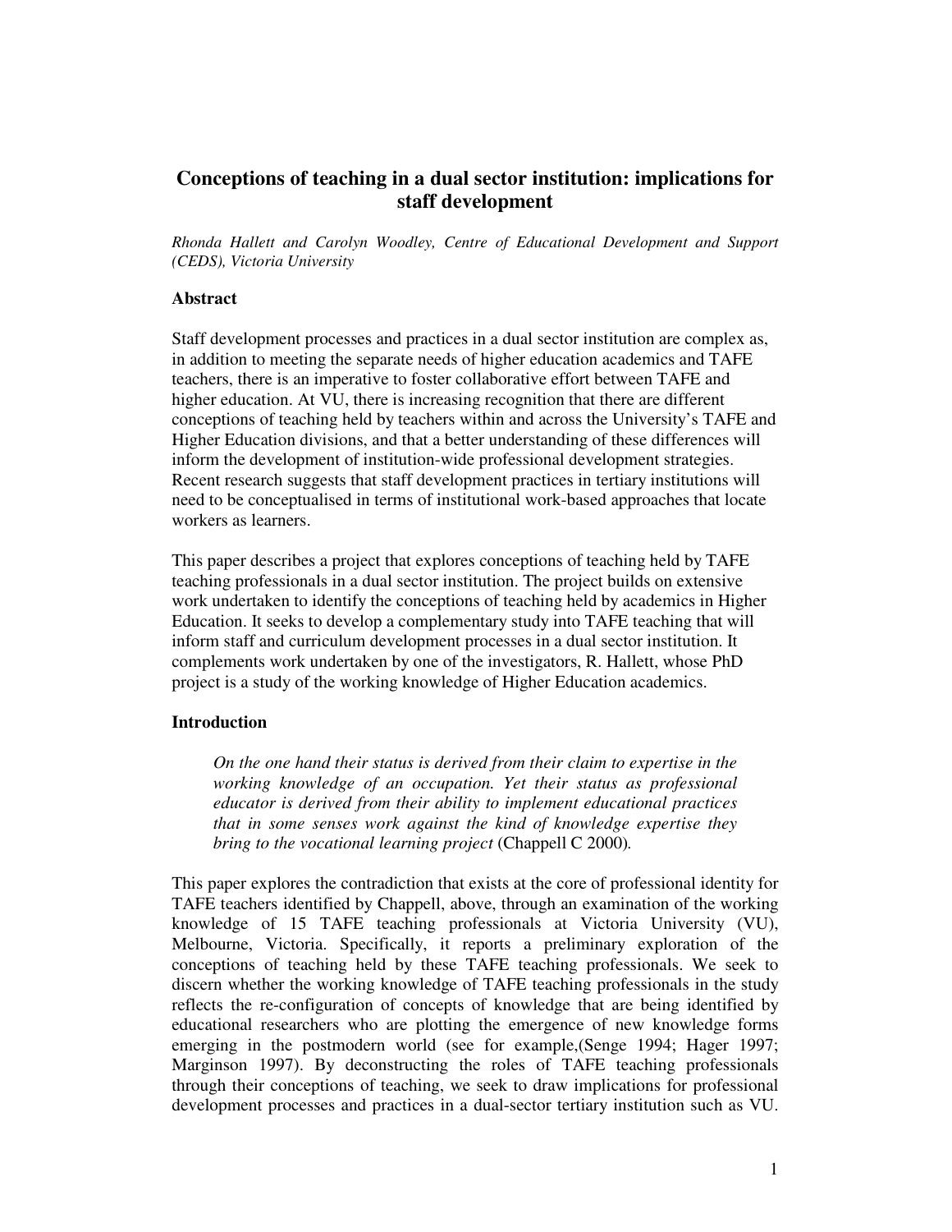# Conceptions of teaching in a dual sector institution: implications for staff development

*Rhonda Hallett and Carolyn Woodley, Centre of Educational Development and Support (CEDS), Victoria University*

## Abstract

Staff development processes and practices in a dual sector institution are complex as, in addition to meeting the separate needs of higher education academics and TAFE teachers, there is an imperative to foster collaborative effort between TAFE and higher education. At VU, there is increasing recognition that there are different conceptions of teaching held by teachers within and across the University's TAFE and Higher Education divisions, and that a better understanding of these differences will inform the development of institution-wide professional development strategies. Recent research suggests that staff development practices in tertiary institutions will need to be conceptualised in terms of institutional work-based approaches that locate workers as learners.

This paper describes a project that explores conceptions of teaching held by TAFE teaching professionals in a dual sector institution. The project builds on extensive work undertaken to identify the conceptions of teaching held by academics in Higher Education. It seeks to develop a complementary study into TAFE teaching that will inform staff and curriculum development processes in a dual sector institution. It complements work undertaken by one of the investigators, R. Hallett, whose PhD project is a study of the working knowledge of Higher Education academics.

## Introduction

> *On the one hand their status is derived from their claim to expertise in the working knowledge of an occupation. Yet their status as professional educator is derived from their ability to implement educational practices that in some senses work against the kind of knowledge expertise they bring to the vocational learning project* (Chappell C 2000).

This paper explores the contradiction that exists at the core of professional identity for TAFE teachers identified by Chappell, above, through an examination of the working knowledge of 15 TAFE teaching professionals at Victoria University (VU), Melbourne, Victoria. Specifically, it reports a preliminary exploration of the conceptions of teaching held by these TAFE teaching professionals. We seek to discern whether the working knowledge of TAFE teaching professionals in the study reflects the re-configuration of concepts of knowledge that are being identified by educational researchers who are plotting the emergence of new knowledge forms emerging in the postmodern world (see for example,(Senge 1994; Hager 1997; Marginson 1997). By deconstructing the roles of TAFE teaching professionals through their conceptions of teaching, we seek to draw implications for professional development processes and practices in a dual-sector tertiary institution such as VU.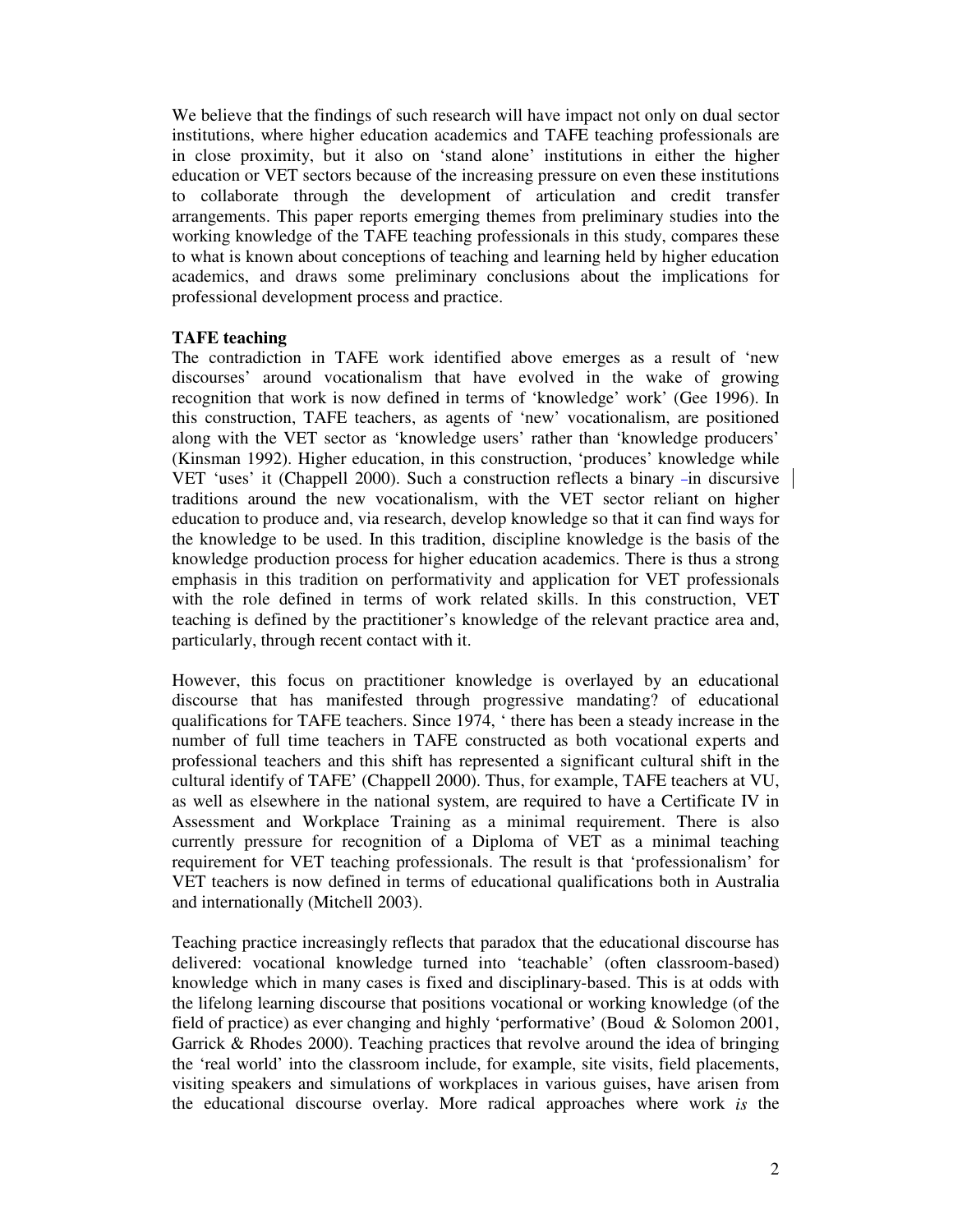We believe that the findings of such research will have impact not only on dual sector institutions, where higher education academics and TAFE teaching professionals are in close proximity, but it also on 'stand alone' institutions in either the higher education or VET sectors because of the increasing pressure on even these institutions to collaborate through the development of articulation and credit transfer arrangements. This paper reports emerging themes from preliminary studies into the working knowledge of the TAFE teaching professionals in this study, compares these to what is known about conceptions of teaching and learning held by higher education academics, and draws some preliminary conclusions about the implications for professional development process and practice.

**TAFE teaching**

The contradiction in TAFE work identified above emerges as a result of 'new discourses' around vocationalism that have evolved in the wake of growing recognition that work is now defined in terms of 'knowledge' work' (Gee 1996). In this construction, TAFE teachers, as agents of 'new' vocationalism, are positioned along with the VET sector as 'knowledge users' rather than 'knowledge producers' (Kinsman 1992). Higher education, in this construction, 'produces' knowledge while VET 'uses' it (Chappell 2000). Such a construction reflects a binary -in discursive traditions around the new vocationalism, with the VET sector reliant on higher education to produce and, via research, develop knowledge so that it can find ways for the knowledge to be used. In this tradition, discipline knowledge is the basis of the knowledge production process for higher education academics. There is thus a strong emphasis in this tradition on performativity and application for VET professionals with the role defined in terms of work related skills. In this construction, VET teaching is defined by the practitioner's knowledge of the relevant practice area and, particularly, through recent contact with it.

However, this focus on practitioner knowledge is overlayed by an educational discourse that has manifested through progressive mandating? of educational qualifications for TAFE teachers. Since 1974, ' there has been a steady increase in the number of full time teachers in TAFE constructed as both vocational experts and professional teachers and this shift has represented a significant cultural shift in the cultural identify of TAFE' (Chappell 2000). Thus, for example, TAFE teachers at VU, as well as elsewhere in the national system, are required to have a Certificate IV in Assessment and Workplace Training as a minimal requirement. There is also currently pressure for recognition of a Diploma of VET as a minimal teaching requirement for VET teaching professionals. The result is that 'professionalism' for VET teachers is now defined in terms of educational qualifications both in Australia and internationally (Mitchell 2003).

Teaching practice increasingly reflects that paradox that the educational discourse has delivered: vocational knowledge turned into 'teachable' (often classroom-based) knowledge which in many cases is fixed and disciplinary-based. This is at odds with the lifelong learning discourse that positions vocational or working knowledge (of the field of practice) as ever changing and highly 'performative' (Boud & Solomon 2001, Garrick & Rhodes 2000). Teaching practices that revolve around the idea of bringing the 'real world' into the classroom include, for example, site visits, field placements, visiting speakers and simulations of workplaces in various guises, have arisen from the educational discourse overlay. More radical approaches where work *is* the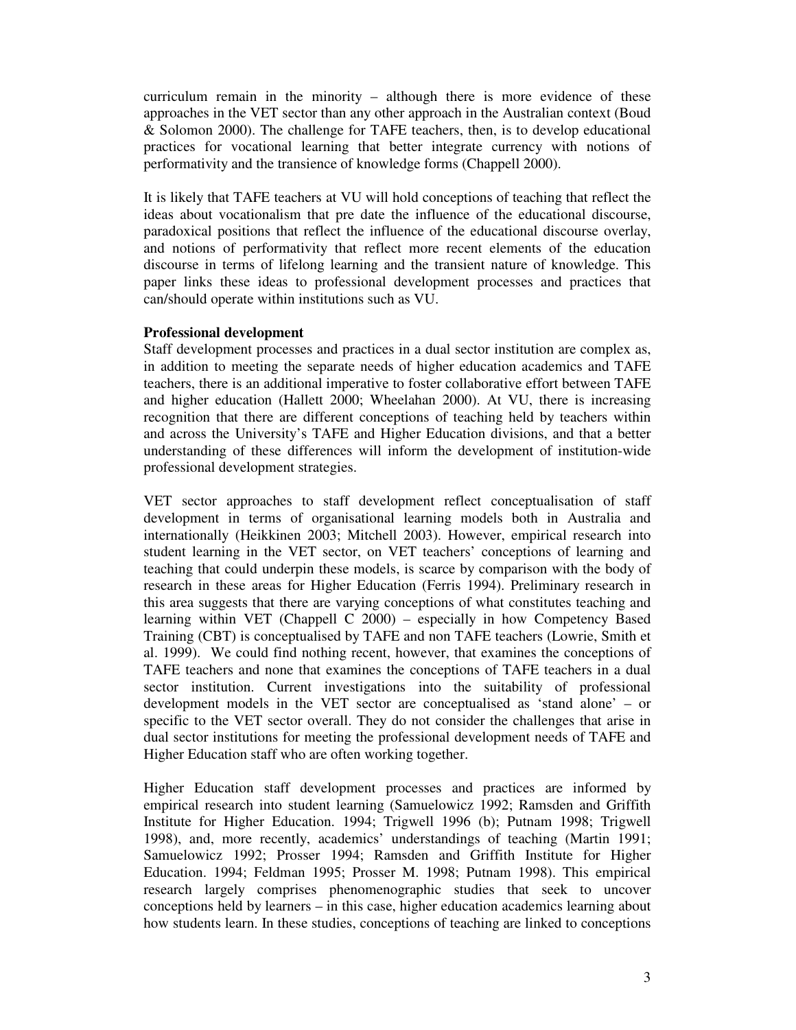curriculum remain in the minority – although there is more evidence of these approaches in the VET sector than any other approach in the Australian context (Boud & Solomon 2000). The challenge for TAFE teachers, then, is to develop educational practices for vocational learning that better integrate currency with notions of performativity and the transience of knowledge forms (Chappell 2000).

It is likely that TAFE teachers at VU will hold conceptions of teaching that reflect the ideas about vocationalism that pre date the influence of the educational discourse, paradoxical positions that reflect the influence of the educational discourse overlay, and notions of performativity that reflect more recent elements of the education discourse in terms of lifelong learning and the transient nature of knowledge. This paper links these ideas to professional development processes and practices that can/should operate within institutions such as VU.

**Professional development**

Staff development processes and practices in a dual sector institution are complex as, in addition to meeting the separate needs of higher education academics and TAFE teachers, there is an additional imperative to foster collaborative effort between TAFE and higher education (Hallett 2000; Wheelahan 2000). At VU, there is increasing recognition that there are different conceptions of teaching held by teachers within and across the University's TAFE and Higher Education divisions, and that a better understanding of these differences will inform the development of institution-wide professional development strategies.

VET sector approaches to staff development reflect conceptualisation of staff development in terms of organisational learning models both in Australia and internationally (Heikkinen 2003; Mitchell 2003). However, empirical research into student learning in the VET sector, on VET teachers' conceptions of learning and teaching that could underpin these models, is scarce by comparison with the body of research in these areas for Higher Education (Ferris 1994). Preliminary research in this area suggests that there are varying conceptions of what constitutes teaching and learning within VET (Chappell C 2000) – especially in how Competency Based Training (CBT) is conceptualised by TAFE and non TAFE teachers (Lowrie, Smith et al. 1999). We could find nothing recent, however, that examines the conceptions of TAFE teachers and none that examines the conceptions of TAFE teachers in a dual sector institution. Current investigations into the suitability of professional development models in the VET sector are conceptualised as 'stand alone' – or specific to the VET sector overall. They do not consider the challenges that arise in dual sector institutions for meeting the professional development needs of TAFE and Higher Education staff who are often working together.

Higher Education staff development processes and practices are informed by empirical research into student learning (Samuelowicz 1992; Ramsden and Griffith Institute for Higher Education. 1994; Trigwell 1996 (b); Putnam 1998; Trigwell 1998), and, more recently, academics' understandings of teaching (Martin 1991; Samuelowicz 1992; Prosser 1994; Ramsden and Griffith Institute for Higher Education. 1994; Feldman 1995; Prosser M. 1998; Putnam 1998). This empirical research largely comprises phenomenographic studies that seek to uncover conceptions held by learners – in this case, higher education academics learning about how students learn. In these studies, conceptions of teaching are linked to conceptions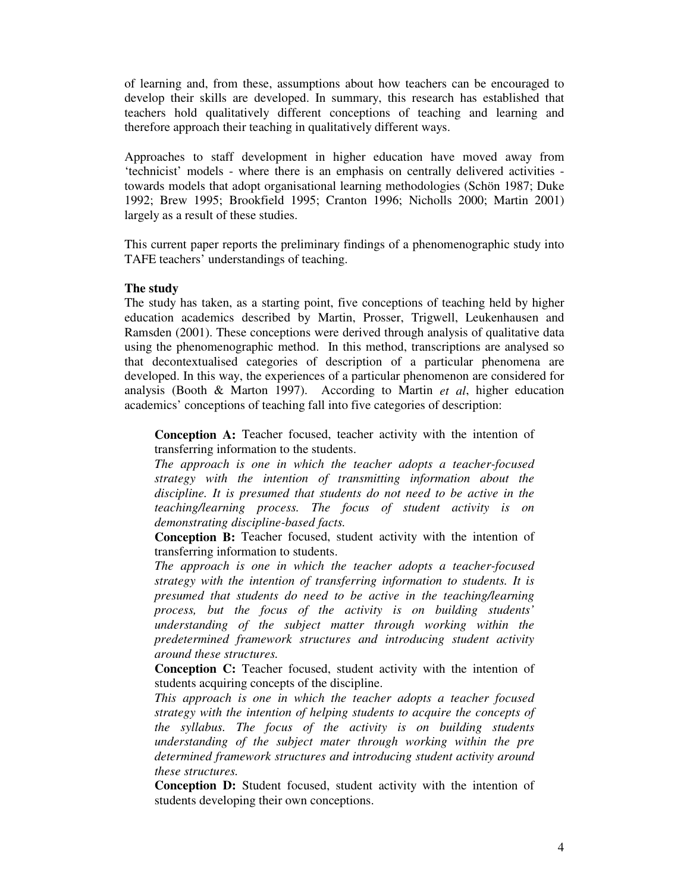of learning and, from these, assumptions about how teachers can be encouraged to develop their skills are developed. In summary, this research has established that teachers hold qualitatively different conceptions of teaching and learning and therefore approach their teaching in qualitatively different ways.

Approaches to staff development in higher education have moved away from 'technicist' models - where there is an emphasis on centrally delivered activities - towards models that adopt organisational learning methodologies (Schön 1987; Duke 1992; Brew 1995; Brookfield 1995; Cranton 1996; Nicholls 2000; Martin 2001) largely as a result of these studies.

This current paper reports the preliminary findings of a phenomenographic study into TAFE teachers' understandings of teaching.

**The study**

The study has taken, as a starting point, five conceptions of teaching held by higher education academics described by Martin, Prosser, Trigwell, Leukenhausen and Ramsden (2001). These conceptions were derived through analysis of qualitative data using the phenomenographic method. In this method, transcriptions are analysed so that decontextualised categories of description of a particular phenomena are developed. In this way, the experiences of a particular phenomenon are considered for analysis (Booth & Marton 1997). According to Martin *et al*, higher education academics' conceptions of teaching fall into five categories of description:

> **Conception A:** Teacher focused, teacher activity with the intention of transferring information to the students.
> *The approach is one in which the teacher adopts a teacher-focused strategy with the intention of transmitting information about the discipline. It is presumed that students do not need to be active in the teaching/learning process. The focus of student activity is on demonstrating discipline-based facts.*
>
> **Conception B:** Teacher focused, student activity with the intention of transferring information to students.
> *The approach is one in which the teacher adopts a teacher-focused strategy with the intention of transferring information to students. It is presumed that students do need to be active in the teaching/learning process, but the focus of the activity is on building students' understanding of the subject matter through working within the predetermined framework structures and introducing student activity around these structures.*
>
> **Conception C:** Teacher focused, student activity with the intention of students acquiring concepts of the discipline.
> *This approach is one in which the teacher adopts a teacher focused strategy with the intention of helping students to acquire the concepts of the syllabus. The focus of the activity is on building students understanding of the subject mater through working within the pre determined framework structures and introducing student activity around these structures.*
>
> **Conception D:** Student focused, student activity with the intention of students developing their own conceptions.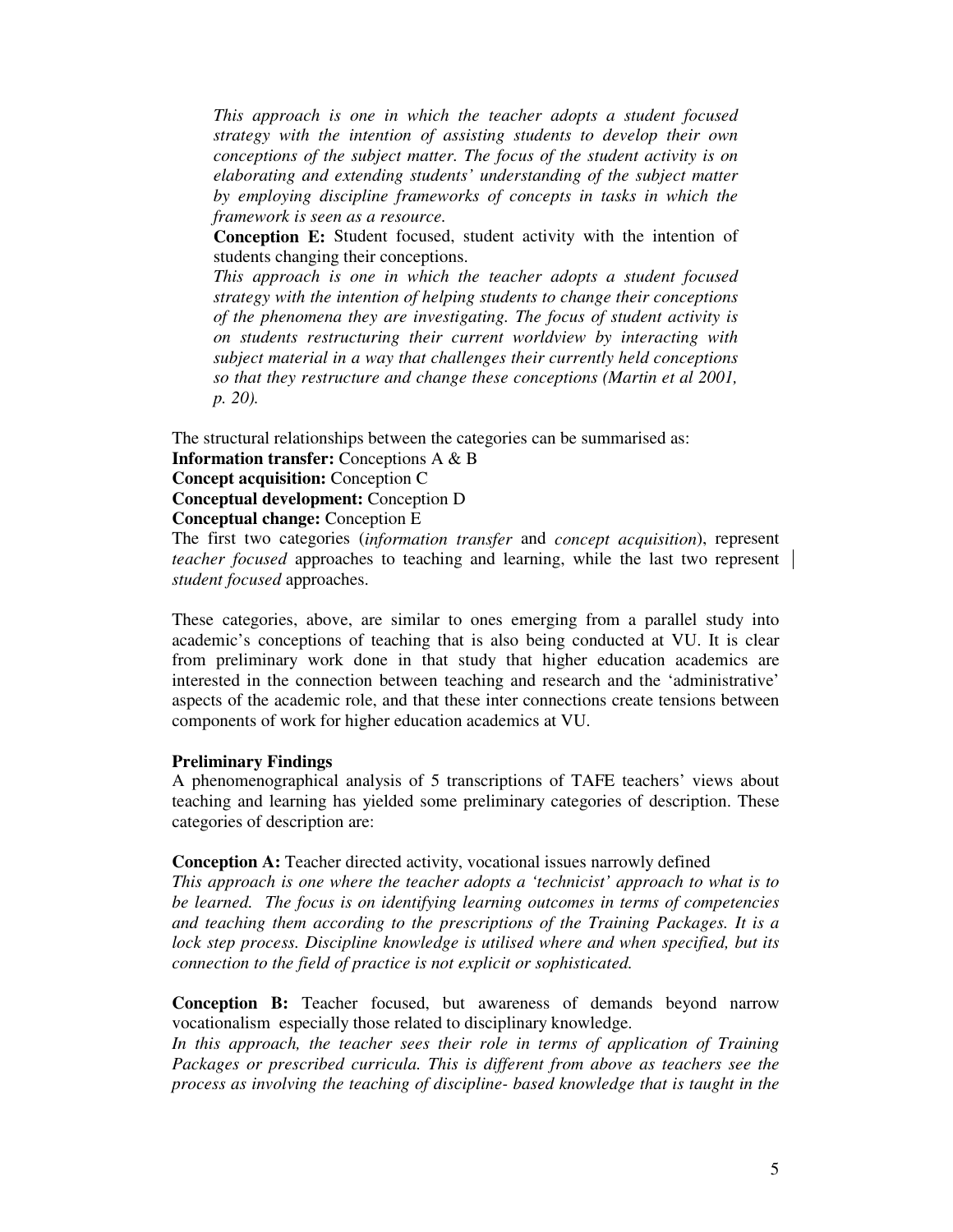*This approach is one in which the teacher adopts a student focused strategy with the intention of assisting students to develop their own conceptions of the subject matter. The focus of the student activity is on elaborating and extending students' understanding of the subject matter by employing discipline frameworks of concepts in tasks in which the framework is seen as a resource.*

**Conception E:** Student focused, student activity with the intention of students changing their conceptions.

*This approach is one in which the teacher adopts a student focused strategy with the intention of helping students to change their conceptions of the phenomena they are investigating. The focus of student activity is on students restructuring their current worldview by interacting with subject material in a way that challenges their currently held conceptions so that they restructure and change these conceptions (Martin et al 2001, p. 20).*

The structural relationships between the categories can be summarised as:

**Information transfer:** Conceptions A & B
**Concept acquisition:** Conception C
**Conceptual development:** Conception D
**Conceptual change:** Conception E

The first two categories (*information transfer* and *concept acquisition*), represent *teacher focused* approaches to teaching and learning, while the last two represent *student focused* approaches.

These categories, above, are similar to ones emerging from a parallel study into academic's conceptions of teaching that is also being conducted at VU. It is clear from preliminary work done in that study that higher education academics are interested in the connection between teaching and research and the 'administrative' aspects of the academic role, and that these inter connections create tensions between components of work for higher education academics at VU.

**Preliminary Findings**

A phenomenographical analysis of 5 transcriptions of TAFE teachers' views about teaching and learning has yielded some preliminary categories of description. These categories of description are:

**Conception A:** Teacher directed activity, vocational issues narrowly defined

*This approach is one where the teacher adopts a 'technicist' approach to what is to be learned. The focus is on identifying learning outcomes in terms of competencies and teaching them according to the prescriptions of the Training Packages. It is a lock step process. Discipline knowledge is utilised where and when specified, but its connection to the field of practice is not explicit or sophisticated.*

**Conception B:** Teacher focused, but awareness of demands beyond narrow vocationalism especially those related to disciplinary knowledge.

*In this approach, the teacher sees their role in terms of application of Training Packages or prescribed curricula. This is different from above as teachers see the process as involving the teaching of discipline- based knowledge that is taught in the*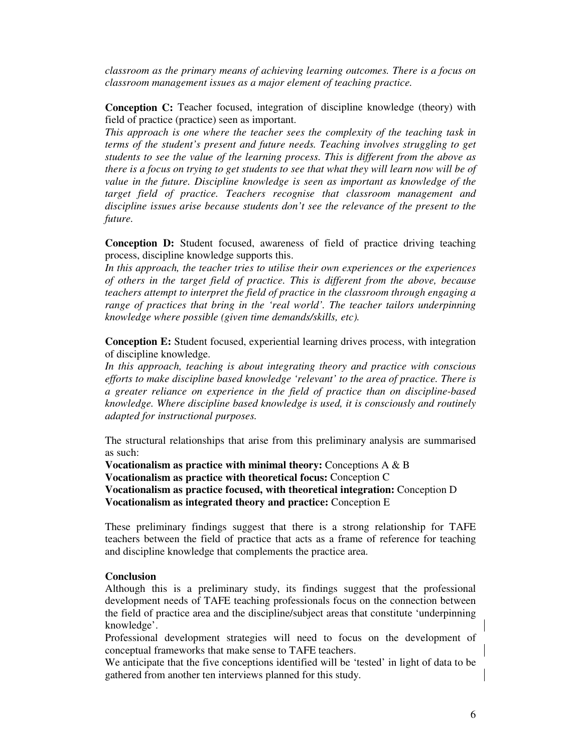*classroom as the primary means of achieving learning outcomes. There is a focus on classroom management issues as a major element of teaching practice.*

**Conception C:** Teacher focused, integration of discipline knowledge (theory) with field of practice (practice) seen as important.
*This approach is one where the teacher sees the complexity of the teaching task in terms of the student's present and future needs. Teaching involves struggling to get students to see the value of the learning process. This is different from the above as there is a focus on trying to get students to see that what they will learn now will be of value in the future. Discipline knowledge is seen as important as knowledge of the target field of practice. Teachers recognise that classroom management and discipline issues arise because students don't see the relevance of the present to the future.*

**Conception D:** Student focused, awareness of field of practice driving teaching process, discipline knowledge supports this.
*In this approach, the teacher tries to utilise their own experiences or the experiences of others in the target field of practice. This is different from the above, because teachers attempt to interpret the field of practice in the classroom through engaging a range of practices that bring in the 'real world'. The teacher tailors underpinning knowledge where possible (given time demands/skills, etc).*

**Conception E:** Student focused, experiential learning drives process, with integration of discipline knowledge.
*In this approach, teaching is about integrating theory and practice with conscious efforts to make discipline based knowledge 'relevant' to the area of practice. There is a greater reliance on experience in the field of practice than on discipline-based knowledge. Where discipline based knowledge is used, it is consciously and routinely adapted for instructional purposes.*

The structural relationships that arise from this preliminary analysis are summarised as such:
**Vocationalism as practice with minimal theory:** Conceptions A & B
**Vocationalism as practice with theoretical focus:** Conception C
**Vocationalism as practice focused, with theoretical integration:** Conception D
**Vocationalism as integrated theory and practice:** Conception E

These preliminary findings suggest that there is a strong relationship for TAFE teachers between the field of practice that acts as a frame of reference for teaching and discipline knowledge that complements the practice area.

**Conclusion**

Although this is a preliminary study, its findings suggest that the professional development needs of TAFE teaching professionals focus on the connection between the field of practice area and the discipline/subject areas that constitute 'underpinning knowledge'.

Professional development strategies will need to focus on the development of conceptual frameworks that make sense to TAFE teachers.

We anticipate that the five conceptions identified will be 'tested' in light of data to be gathered from another ten interviews planned for this study.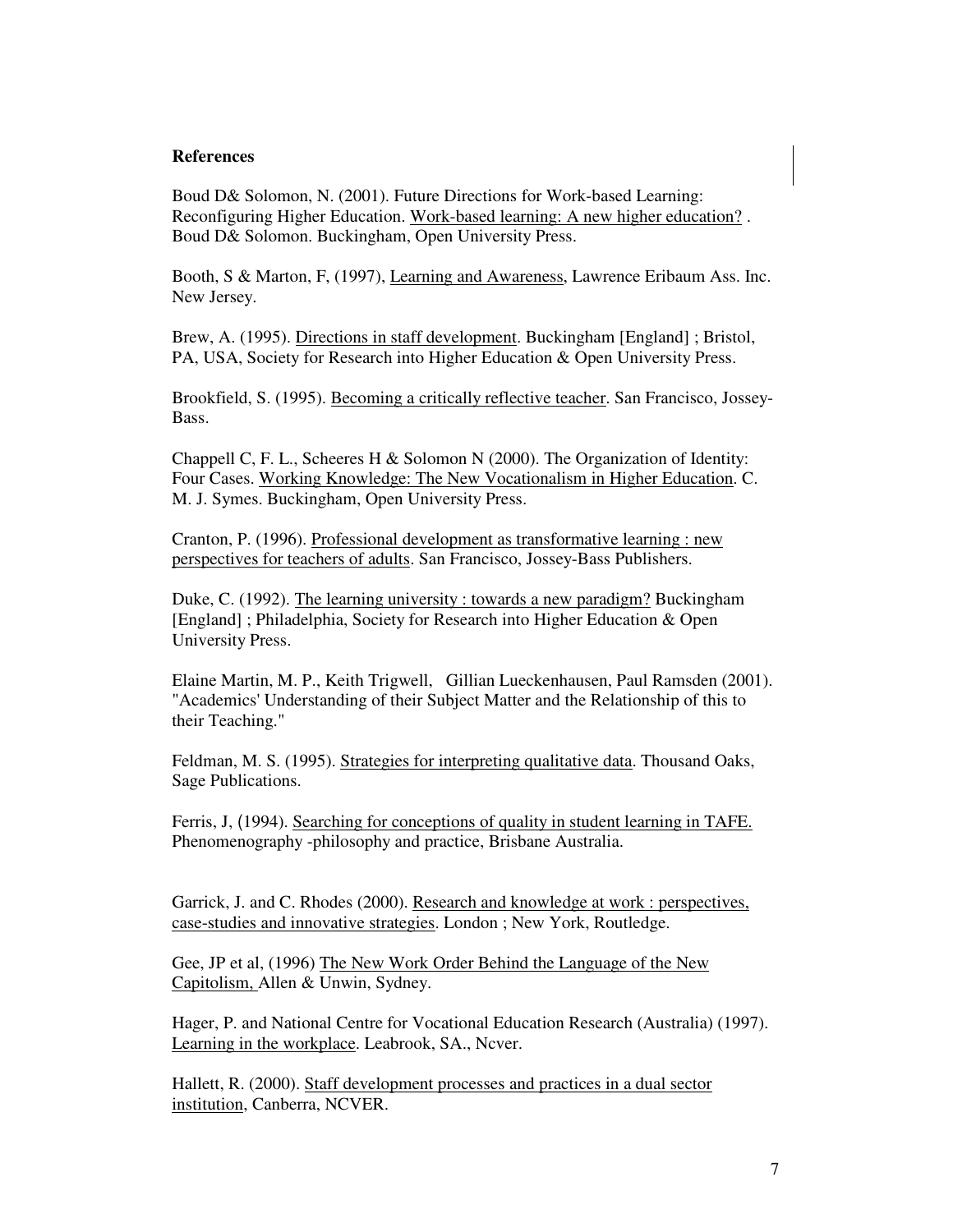**References**

Boud D& Solomon, N. (2001). Future Directions for Work-based Learning: Reconfiguring Higher Education. Work-based learning: A new higher education? . Boud D& Solomon. Buckingham, Open University Press.

Booth, S & Marton, F, (1997), Learning and Awareness, Lawrence Eribaum Ass. Inc. New Jersey.

Brew, A. (1995). Directions in staff development. Buckingham [England] ; Bristol, PA, USA, Society for Research into Higher Education & Open University Press.

Brookfield, S. (1995). Becoming a critically reflective teacher. San Francisco, Jossey-Bass.

Chappell C, F. L., Scheeres H & Solomon N (2000). The Organization of Identity: Four Cases. Working Knowledge: The New Vocationalism in Higher Education. C. M. J. Symes. Buckingham, Open University Press.

Cranton, P. (1996). Professional development as transformative learning : new perspectives for teachers of adults. San Francisco, Jossey-Bass Publishers.

Duke, C. (1992). The learning university : towards a new paradigm? Buckingham [England] ; Philadelphia, Society for Research into Higher Education & Open University Press.

Elaine Martin, M. P., Keith Trigwell, Gillian Lueckenhausen, Paul Ramsden (2001). "Academics' Understanding of their Subject Matter and the Relationship of this to their Teaching."

Feldman, M. S. (1995). Strategies for interpreting qualitative data. Thousand Oaks, Sage Publications.

Ferris, J, (1994). Searching for conceptions of quality in student learning in TAFE. Phenomenography -philosophy and practice, Brisbane Australia.

Garrick, J. and C. Rhodes (2000). Research and knowledge at work : perspectives, case-studies and innovative strategies. London ; New York, Routledge.

Gee, JP et al, (1996) The New Work Order Behind the Language of the New Capitolism, Allen & Unwin, Sydney.

Hager, P. and National Centre for Vocational Education Research (Australia) (1997). Learning in the workplace. Leabrook, SA., Ncver.

Hallett, R. (2000). Staff development processes and practices in a dual sector institution, Canberra, NCVER.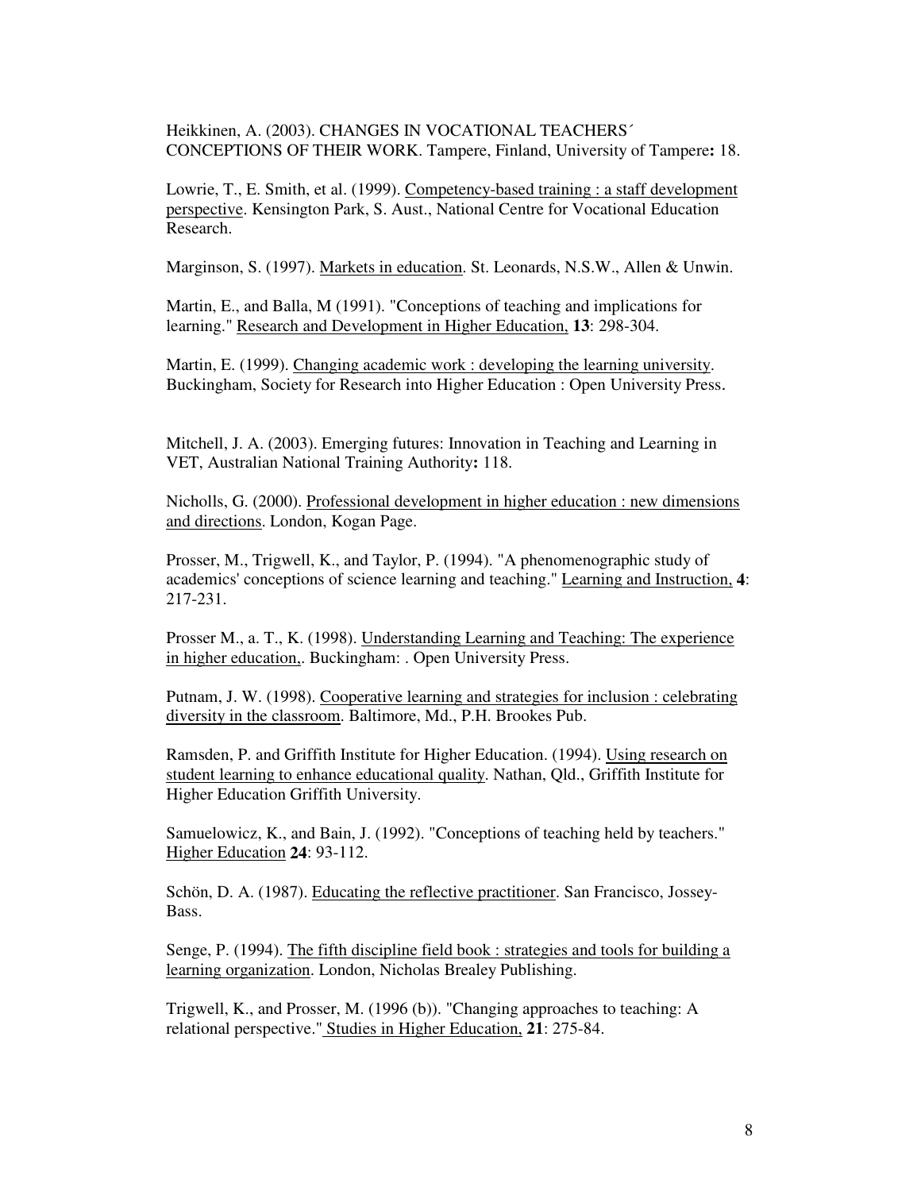Heikkinen, A. (2003). CHANGES IN VOCATIONAL TEACHERS´ CONCEPTIONS OF THEIR WORK. Tampere, Finland, University of Tampere**:** 18.

Lowrie, T., E. Smith, et al. (1999). Competency-based training : a staff development perspective. Kensington Park, S. Aust., National Centre for Vocational Education Research.

Marginson, S. (1997). Markets in education. St. Leonards, N.S.W., Allen & Unwin.

Martin, E., and Balla, M (1991). "Conceptions of teaching and implications for learning." Research and Development in Higher Education, **13**: 298-304.

Martin, E. (1999). Changing academic work : developing the learning university. Buckingham, Society for Research into Higher Education : Open University Press.

Mitchell, J. A. (2003). Emerging futures: Innovation in Teaching and Learning in VET, Australian National Training Authority**:** 118.

Nicholls, G. (2000). Professional development in higher education : new dimensions and directions. London, Kogan Page.

Prosser, M., Trigwell, K., and Taylor, P. (1994). "A phenomenographic study of academics' conceptions of science learning and teaching." Learning and Instruction, **4**: 217-231.

Prosser M., a. T., K. (1998). Understanding Learning and Teaching: The experience in higher education,. Buckingham: . Open University Press.

Putnam, J. W. (1998). Cooperative learning and strategies for inclusion : celebrating diversity in the classroom. Baltimore, Md., P.H. Brookes Pub.

Ramsden, P. and Griffith Institute for Higher Education. (1994). Using research on student learning to enhance educational quality. Nathan, Qld., Griffith Institute for Higher Education Griffith University.

Samuelowicz, K., and Bain, J. (1992). "Conceptions of teaching held by teachers." Higher Education **24**: 93-112.

Schön, D. A. (1987). Educating the reflective practitioner. San Francisco, Jossey-Bass.

Senge, P. (1994). The fifth discipline field book : strategies and tools for building a learning organization. London, Nicholas Brealey Publishing.

Trigwell, K., and Prosser, M. (1996 (b)). "Changing approaches to teaching: A relational perspective." Studies in Higher Education, **21**: 275-84.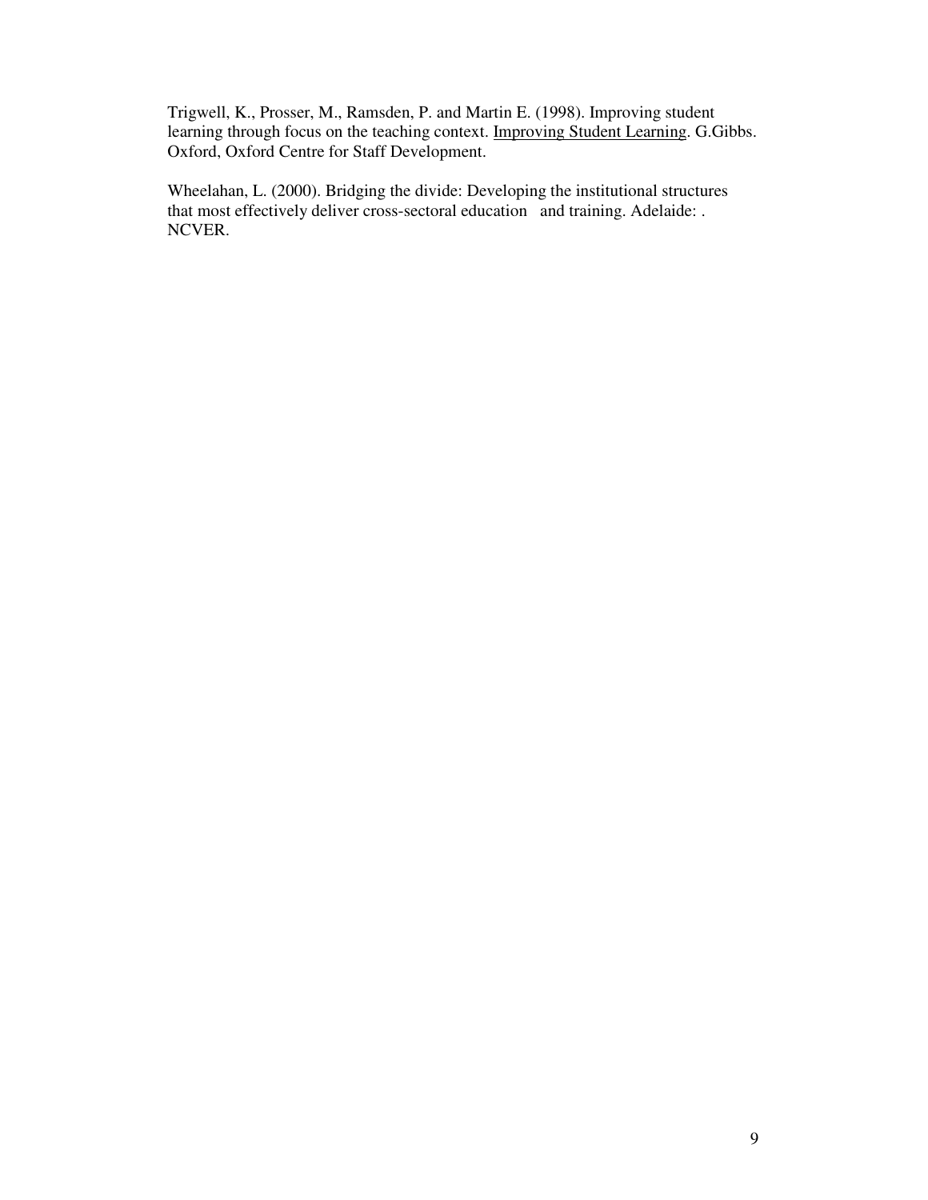Trigwell, K., Prosser, M., Ramsden, P. and Martin E. (1998). Improving student learning through focus on the teaching context. Improving Student Learning. G.Gibbs. Oxford, Oxford Centre for Staff Development.

Wheelahan, L. (2000). Bridging the divide: Developing the institutional structures that most effectively deliver cross-sectoral education and training. Adelaide: . NCVER.